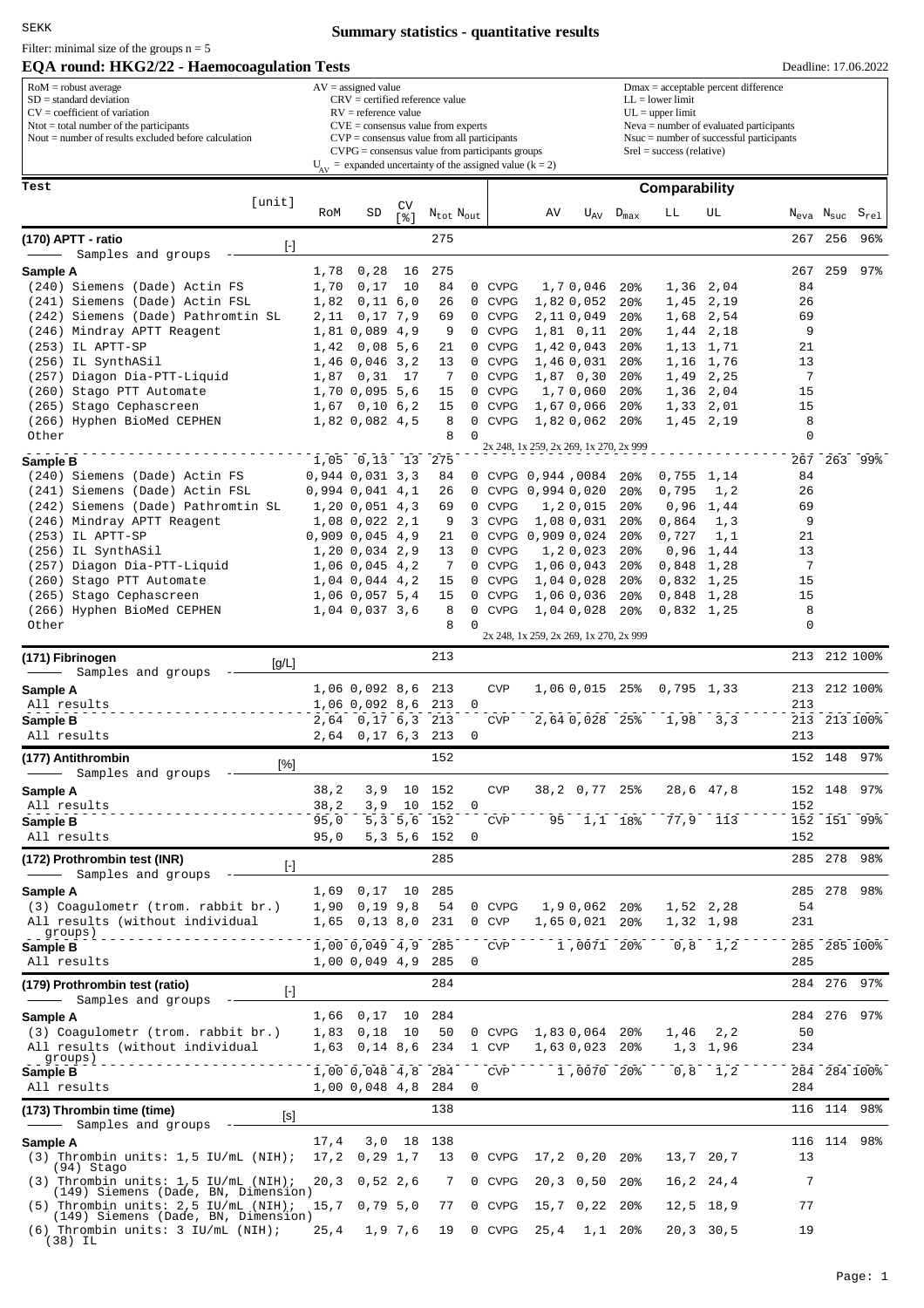SEKK

# Summary statistics - quantitative results

Filter: minimal size of the groups n = 5

## EQA round: HKG2/22 - Haemocoagulation Tests

Deadline: 17.06.2022

| | | |
|---|---|---|
| RoM = robust average | AV = assigned value | Dmax = acceptable percent difference |
| SD = standard deviation | CRV = certified reference value | LL = lower limit |
| CV = coefficient of variation | RV = reference value | UL = upper limit |
| Ntot = total number of the participants | CVE = consensus value from experts | Neva = number of evaluated participants |
| Nout = number of results excluded before calculation | CVP = consensus value from all participants | Nsuc = number of successful participants |
| | CVPG = consensus value from participants groups | Srel = success (relative) |
| | $U_{AV}$ = expanded uncertainty of the assigned value (k = 2) | |

| Test [unit] | RoM | SD | CV [%] | $N_{tot}$ | $N_{out}$ | | AV | $U_{AV}$ | $D_{max}$ | LL | UL | $N_{eva}$ | $N_{suc}$ | $S_{rel}$ |
|---|---|---|---|---|---|---|---|---|---|---|---|---|---|---|
| **(170) APTT - ratio** [-] | | | | 275 | | | | | | | | 267 | 256 | 96% |
| Samples and groups | | | | | | | | | | | | | | |
| **Sample A** | 1,78 | 0,28 | 16 | 275 | | | | | | | | 267 | 259 | 97% |
| (240) Siemens (Dade) Actin FS | 1,70 | 0,17 | 10 | 84 | 0 | CVPG | 1,7 | 0,046 | 20% | 1,36 | 2,04 | 84 | | |
| (241) Siemens (Dade) Actin FSL | 1,82 | 0,11 | 6,0 | 26 | 0 | CVPG | 1,82 | 0,052 | 20% | 1,45 | 2,19 | 26 | | |
| (242) Siemens (Dade) Pathromtin SL | 2,11 | 0,17 | 7,9 | 69 | 0 | CVPG | 2,11 | 0,049 | 20% | 1,68 | 2,54 | 69 | | |
| (246) Mindray APTT Reagent | 1,81 | 0,089 | 4,9 | 9 | 0 | CVPG | 1,81 | 0,11 | 20% | 1,44 | 2,18 | 9 | | |
| (253) IL APTT-SP | 1,42 | 0,08 | 5,6 | 21 | 0 | CVPG | 1,42 | 0,043 | 20% | 1,13 | 1,71 | 21 | | |
| (256) IL SynthASil | 1,46 | 0,046 | 3,2 | 13 | 0 | CVPG | 1,46 | 0,031 | 20% | 1,16 | 1,76 | 13 | | |
| (257) Diagon Dia-PTT-Liquid | 1,87 | 0,31 | 17 | 7 | 0 | CVPG | 1,87 | 0,30 | 20% | 1,49 | 2,25 | 7 | | |
| (260) Stago PTT Automate | 1,70 | 0,095 | 5,6 | 15 | 0 | CVPG | 1,7 | 0,060 | 20% | 1,36 | 2,04 | 15 | | |
| (265) Stago Cephascreen | 1,67 | 0,10 | 6,2 | 15 | 0 | CVPG | 1,67 | 0,066 | 20% | 1,33 | 2,01 | 15 | | |
| (266) Hyphen BioMed CEPHEN | 1,82 | 0,082 | 4,5 | 8 | 0 | CVPG | 1,82 | 0,062 | 20% | 1,45 | 2,19 | 8 | | |
| Other | | | | 8 | 0 | 2x 248, 1x 259, 2x 269, 1x 270, 2x 999 | | | | | | 0 | | |
| **Sample B** | 1,05 | 0,13 | 13 | 275 | | | | | | | | 267 | 263 | 99% |
| (240) Siemens (Dade) Actin FS | 0,944 | 0,031 | 3,3 | 84 | 0 | CVPG | 0,944 | ,0084 | 20% | 0,755 | 1,14 | 84 | | |
| (241) Siemens (Dade) Actin FSL | 0,994 | 0,041 | 4,1 | 26 | 0 | CVPG | 0,994 | 0,020 | 20% | 0,795 | 1,2 | 26 | | |
| (242) Siemens (Dade) Pathromtin SL | 1,20 | 0,051 | 4,3 | 69 | 0 | CVPG | 1,2 | 0,015 | 20% | 0,96 | 1,44 | 69 | | |
| (246) Mindray APTT Reagent | 1,08 | 0,022 | 2,1 | 9 | 3 | CVPG | 1,08 | 0,031 | 20% | 0,864 | 1,3 | 9 | | |
| (253) IL APTT-SP | 0,909 | 0,045 | 4,9 | 21 | 0 | CVPG | 0,909 | 0,024 | 20% | 0,727 | 1,1 | 21 | | |
| (256) IL SynthASil | 1,20 | 0,034 | 2,9 | 13 | 0 | CVPG | 1,2 | 0,023 | 20% | 0,96 | 1,44 | 13 | | |
| (257) Diagon Dia-PTT-Liquid | 1,06 | 0,045 | 4,2 | 7 | 0 | CVPG | 1,06 | 0,043 | 20% | 0,848 | 1,28 | 7 | | |
| (260) Stago PTT Automate | 1,04 | 0,044 | 4,2 | 15 | 0 | CVPG | 1,04 | 0,028 | 20% | 0,832 | 1,25 | 15 | | |
| (265) Stago Cephascreen | 1,06 | 0,057 | 5,4 | 15 | 0 | CVPG | 1,06 | 0,036 | 20% | 0,848 | 1,28 | 15 | | |
| (266) Hyphen BioMed CEPHEN | 1,04 | 0,037 | 3,6 | 8 | 0 | CVPG | 1,04 | 0,028 | 20% | 0,832 | 1,25 | 8 | | |
| Other | | | | 8 | 0 | 2x 248, 1x 259, 2x 269, 1x 270, 2x 999 | | | | | | 0 | | |
| **(171) Fibrinogen** [g/L] | | | | 213 | | | | | | | | 213 | 212 | 100% |
| Samples and groups | | | | | | | | | | | | | | |
| **Sample A** | 1,06 | 0,092 | 8,6 | 213 | | CVP | 1,06 | 0,015 | 25% | 0,795 | 1,33 | 213 | 212 | 100% |
| All results | 1,06 | 0,092 | 8,6 | 213 | 0 | | | | | | | 213 | | |
| **Sample B** | 2,64 | 0,17 | 6,3 | 213 | | CVP | 2,64 | 0,028 | 25% | 1,98 | 3,3 | 213 | 213 | 100% |
| All results | 2,64 | 0,17 | 6,3 | 213 | 0 | | | | | | | 213 | | |
| **(177) Antithrombin** [%] | | | | 152 | | | | | | | | 152 | 148 | 97% |
| Samples and groups | | | | | | | | | | | | | | |
| **Sample A** | 38,2 | 3,9 | 10 | 152 | | CVP | 38,2 | 0,77 | 25% | 28,6 | 47,8 | 152 | 148 | 97% |
| All results | 38,2 | 3,9 | 10 | 152 | 0 | | | | | | | 152 | | |
| **Sample B** | 95,0 | 5,3 | 5,6 | 152 | | CVP | 95 | 1,1 | 18% | 77,9 | 113 | 152 | 151 | 99% |
| All results | 95,0 | 5,3 | 5,6 | 152 | 0 | | | | | | | 152 | | |
| **(172) Prothrombin test (INR)** [-] | | | | 285 | | | | | | | | 285 | 278 | 98% |
| Samples and groups | | | | | | | | | | | | | | |
| **Sample A** | 1,69 | 0,17 | 10 | 285 | | | | | | | | 285 | 278 | 98% |
| (3) Coagulometr (trom. rabbit br.) | 1,90 | 0,19 | 9,8 | 54 | 0 | CVPG | 1,9 | 0,062 | 20% | 1,52 | 2,28 | 54 | | |
| All results (without individual groups) | 1,65 | 0,13 | 8,0 | 231 | 0 | CVP | 1,65 | 0,021 | 20% | 1,32 | 1,98 | 231 | | |
| **Sample B** | 1,00 | 0,049 | 4,9 | 285 | | CVP | 1 | ,0071 | 20% | 0,8 | 1,2 | 285 | 285 | 100% |
| All results | 1,00 | 0,049 | 4,9 | 285 | 0 | | | | | | | 285 | | |
| **(179) Prothrombin test (ratio)** [-] | | | | 284 | | | | | | | | 284 | 276 | 97% |
| Samples and groups | | | | | | | | | | | | | | |
| **Sample A** | 1,66 | 0,17 | 10 | 284 | | | | | | | | 284 | 276 | 97% |
| (3) Coagulometr (trom. rabbit br.) | 1,83 | 0,18 | 10 | 50 | 0 | CVPG | 1,83 | 0,064 | 20% | 1,46 | 2,2 | 50 | | |
| All results (without individual groups) | 1,63 | 0,14 | 8,6 | 234 | 1 | CVP | 1,63 | 0,023 | 20% | 1,3 | 1,96 | 234 | | |
| **Sample B** | 1,00 | 0,048 | 4,8 | 284 | | CVP | 1 | ,0070 | 20% | 0,8 | 1,2 | 284 | 284 | 100% |
| All results | 1,00 | 0,048 | 4,8 | 284 | 0 | | | | | | | 284 | | |
| **(173) Thrombin time (time)** [s] | | | | 138 | | | | | | | | 116 | 114 | 98% |
| Samples and groups | | | | | | | | | | | | | | |
| **Sample A** | 17,4 | 3,0 | 18 | 138 | | | | | | | | 116 | 114 | 98% |
| (3) Thrombin units: 1,5 IU/mL (NIH); (94) Stago | 17,2 | 0,29 | 1,7 | 13 | 0 | CVPG | 17,2 | 0,20 | 20% | 13,7 | 20,7 | 13 | | |
| (3) Thrombin units: 1,5 IU/mL (NIH); (149) Siemens (Dade, BN, Dimension) | 20,3 | 0,52 | 2,6 | 7 | 0 | CVPG | 20,3 | 0,50 | 20% | 16,2 | 24,4 | 7 | | |
| (5) Thrombin units: 2,5 IU/mL (NIH); (149) Siemens (Dade, BN, Dimension) | 15,7 | 0,79 | 5,0 | 77 | 0 | CVPG | 15,7 | 0,22 | 20% | 12,5 | 18,9 | 77 | | |
| (6) Thrombin units: 3 IU/mL (NIH); (38) IL | 25,4 | 1,9 | 7,6 | 19 | 0 | CVPG | 25,4 | 1,1 | 20% | 20,3 | 30,5 | 19 | | |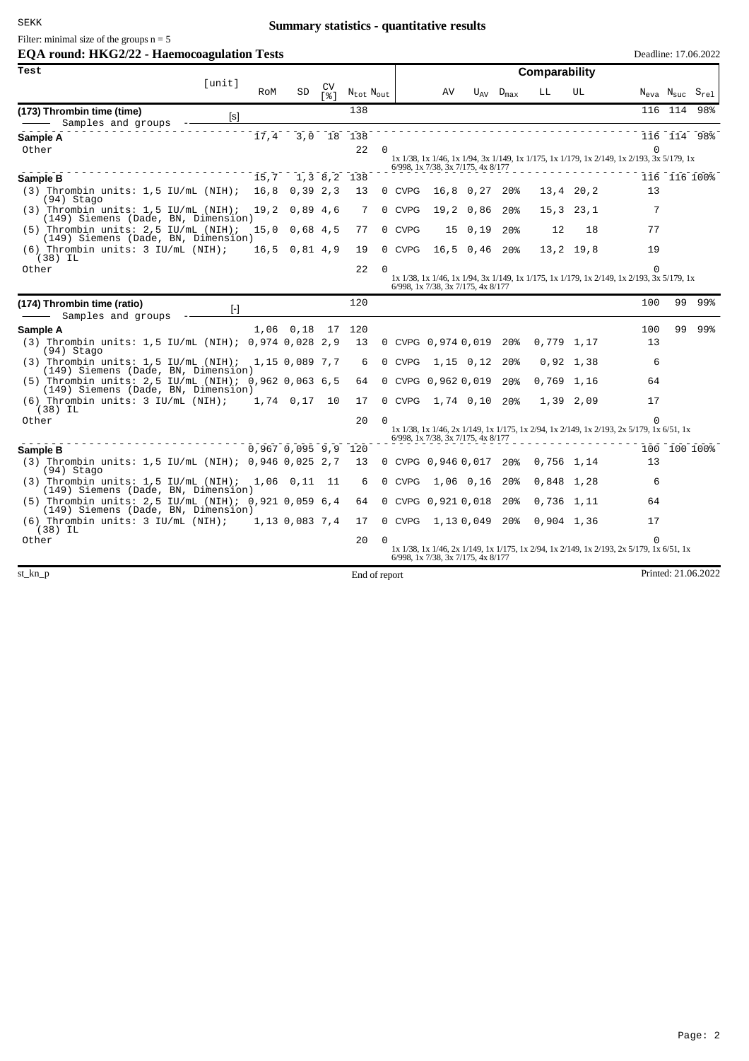Filter: minimal size of the groups n = 5

## Summary statistics - quantitative results

### EQA round: HKG2/22 - Haemocoagulation Tests

Deadline: 17.06.2022

| Test [unit] | RoM | SD | CV [%] | $N_{tot}$ | $N_{out}$ | Comparability | AV | $U_{AV}$ | $D_{max}$ | LL | UL | $N_{eva}$ | $N_{suc}$ | $S_{rel}$ |
|---|---|---|---|---|---|---|---|---|---|---|---|---|---|---|
| **(173) Thrombin time (time)** [s] — Samples and groups | | | | 138 | | | | | | | | 116 | 114 | 98% |
| **Sample A** | 17,4 | 3,0 | 18 | 138 | | | | | | | | 116 | 114 | 98% |
| Other | | | | 22 | 0 | 1x 1/38, 1x 1/46, 1x 1/94, 3x 1/149, 1x 1/175, 1x 1/179, 1x 2/149, 1x 2/193, 3x 5/179, 1x 6/998, 1x 7/38, 3x 7/175, 4x 8/177 | | | | | | 0 | | |
| **Sample B** | 15,7 | 1,3 | 8,2 | 138 | | | | | | | | 116 | 116 | 100% |
| (3) Thrombin units: 1,5 IU/mL (NIH); (94) Stago | 16,8 | 0,39 | 2,3 | 13 | 0 | CVPG | 16,8 | 0,27 | 20% | 13,4 | 20,2 | 13 | | |
| (3) Thrombin units: 1,5 IU/mL (NIH); (149) Siemens (Dade, BN, Dimension) | 19,2 | 0,89 | 4,6 | 7 | 0 | CVPG | 19,2 | 0,86 | 20% | 15,3 | 23,1 | 7 | | |
| (5) Thrombin units: 2,5 IU/mL (NIH); (149) Siemens (Dade, BN, Dimension) | 15,0 | 0,68 | 4,5 | 77 | 0 | CVPG | 15 | 0,19 | 20% | 12 | 18 | 77 | | |
| (6) Thrombin units: 3 IU/mL (NIH); (38) IL | 16,5 | 0,81 | 4,9 | 19 | 0 | CVPG | 16,5 | 0,46 | 20% | 13,2 | 19,8 | 19 | | |
| Other | | | | 22 | 0 | 1x 1/38, 1x 1/46, 1x 1/94, 3x 1/149, 1x 1/175, 1x 1/179, 1x 2/149, 1x 2/193, 3x 5/179, 1x 6/998, 1x 7/38, 3x 7/175, 4x 8/177 | | | | | | 0 | | |
| **(174) Thrombin time (ratio)** [-] — Samples and groups | | | | 120 | | | | | | | | 100 | 99 | 99% |
| **Sample A** | 1,06 | 0,18 | 17 | 120 | | | | | | | | 100 | 99 | 99% |
| (3) Thrombin units: 1,5 IU/mL (NIH); (94) Stago | 0,974 | 0,028 | 2,9 | 13 | 0 | CVPG | 0,974 | 0,019 | 20% | 0,779 | 1,17 | 13 | | |
| (3) Thrombin units: 1,5 IU/mL (NIH); (149) Siemens (Dade, BN, Dimension) | 1,15 | 0,089 | 7,7 | 6 | 0 | CVPG | 1,15 | 0,12 | 20% | 0,92 | 1,38 | 6 | | |
| (5) Thrombin units: 2,5 IU/mL (NIH); (149) Siemens (Dade, BN, Dimension) | 0,962 | 0,063 | 6,5 | 64 | 0 | CVPG | 0,962 | 0,019 | 20% | 0,769 | 1,16 | 64 | | |
| (6) Thrombin units: 3 IU/mL (NIH); (38) IL | 1,74 | 0,17 | 10 | 17 | 0 | CVPG | 1,74 | 0,10 | 20% | 1,39 | 2,09 | 17 | | |
| Other | | | | 20 | 0 | 1x 1/38, 1x 1/46, 2x 1/149, 1x 1/175, 1x 2/94, 1x 2/149, 1x 2/193, 2x 5/179, 1x 6/51, 1x 6/998, 1x 7/38, 3x 7/175, 4x 8/177 | | | | | | 0 | | |
| **Sample B** | 0,967 | 0,095 | 9,9 | 120 | | | | | | | | 100 | 100 | 100% |
| (3) Thrombin units: 1,5 IU/mL (NIH); (94) Stago | 0,946 | 0,025 | 2,7 | 13 | 0 | CVPG | 0,946 | 0,017 | 20% | 0,756 | 1,14 | 13 | | |
| (3) Thrombin units: 1,5 IU/mL (NIH); (149) Siemens (Dade, BN, Dimension) | 1,06 | 0,11 | 11 | 6 | 0 | CVPG | 1,06 | 0,16 | 20% | 0,848 | 1,28 | 6 | | |
| (5) Thrombin units: 2,5 IU/mL (NIH); (149) Siemens (Dade, BN, Dimension) | 0,921 | 0,059 | 6,4 | 64 | 0 | CVPG | 0,921 | 0,018 | 20% | 0,736 | 1,11 | 64 | | |
| (6) Thrombin units: 3 IU/mL (NIH); (38) IL | 1,13 | 0,083 | 7,4 | 17 | 0 | CVPG | 1,13 | 0,049 | 20% | 0,904 | 1,36 | 17 | | |
| Other | | | | 20 | 0 | 1x 1/38, 1x 1/46, 2x 1/149, 1x 1/175, 1x 2/94, 1x 2/149, 1x 2/193, 2x 5/179, 1x 6/51, 1x 6/998, 1x 7/38, 3x 7/175, 4x 8/177 | | | | | | 0 | | |

End of report

Printed: 21.06.2022